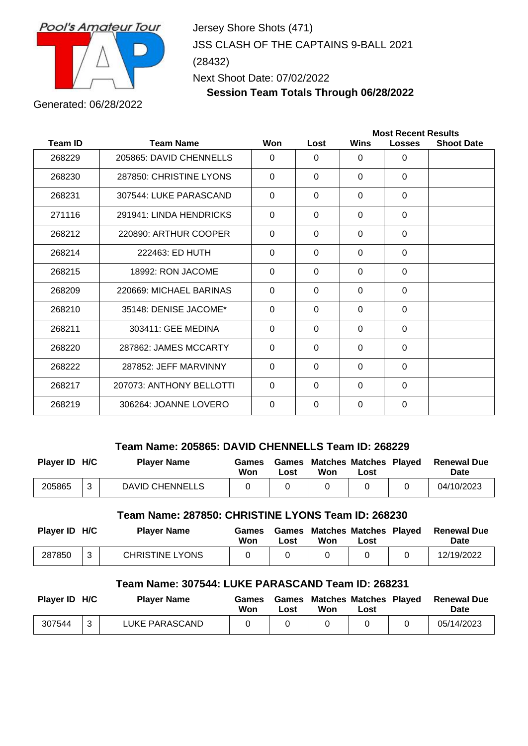Pool's Amateur Tour

Jersey Shore Shots (471)
JSS CLASH OF THE CAPTAINS 9-BALL 2021
(28432)
Next Shoot Date: 07/02/2022

**Session Team Totals Through 06/28/2022**

Generated: 06/28/2022

| Team ID | Team Name | Won | Lost | Most Recent Results | | |
|---|---|---|---|---|---|---|
| | | | | Wins | Losses | Shoot Date |
| 268229 | 205865: DAVID CHENNELLS | 0 | 0 | 0 | 0 | |
| 268230 | 287850: CHRISTINE LYONS | 0 | 0 | 0 | 0 | |
| 268231 | 307544: LUKE PARASCAND | 0 | 0 | 0 | 0 | |
| 271116 | 291941: LINDA HENDRICKS | 0 | 0 | 0 | 0 | |
| 268212 | 220890: ARTHUR COOPER | 0 | 0 | 0 | 0 | |
| 268214 | 222463: ED HUTH | 0 | 0 | 0 | 0 | |
| 268215 | 18992: RON JACOME | 0 | 0 | 0 | 0 | |
| 268209 | 220669: MICHAEL BARINAS | 0 | 0 | 0 | 0 | |
| 268210 | 35148: DENISE JACOME* | 0 | 0 | 0 | 0 | |
| 268211 | 303411: GEE MEDINA | 0 | 0 | 0 | 0 | |
| 268220 | 287862: JAMES MCCARTY | 0 | 0 | 0 | 0 | |
| 268222 | 287852: JEFF MARVINNY | 0 | 0 | 0 | 0 | |
| 268217 | 207073: ANTHONY BELLOTTI | 0 | 0 | 0 | 0 | |
| 268219 | 306264: JOANNE LOVERO | 0 | 0 | 0 | 0 | |

### Team Name: 205865: DAVID CHENNELLS Team ID: 268229

| Player ID | H/C | Player Name | Games Won | Games Lost | Matches Won | Matches Lost | Played | Renewal Due Date |
|---|---|---|---|---|---|---|---|---|
| 205865 | 3 | DAVID CHENNELLS | 0 | 0 | 0 | 0 | 0 | 04/10/2023 |

### Team Name: 287850: CHRISTINE LYONS Team ID: 268230

| Player ID | H/C | Player Name | Games Won | Games Lost | Matches Won | Matches Lost | Played | Renewal Due Date |
|---|---|---|---|---|---|---|---|---|
| 287850 | 3 | CHRISTINE LYONS | 0 | 0 | 0 | 0 | 0 | 12/19/2022 |

### Team Name: 307544: LUKE PARASCAND Team ID: 268231

| Player ID | H/C | Player Name | Games Won | Games Lost | Matches Won | Matches Lost | Played | Renewal Due Date |
|---|---|---|---|---|---|---|---|---|
| 307544 | 3 | LUKE PARASCAND | 0 | 0 | 0 | 0 | 0 | 05/14/2023 |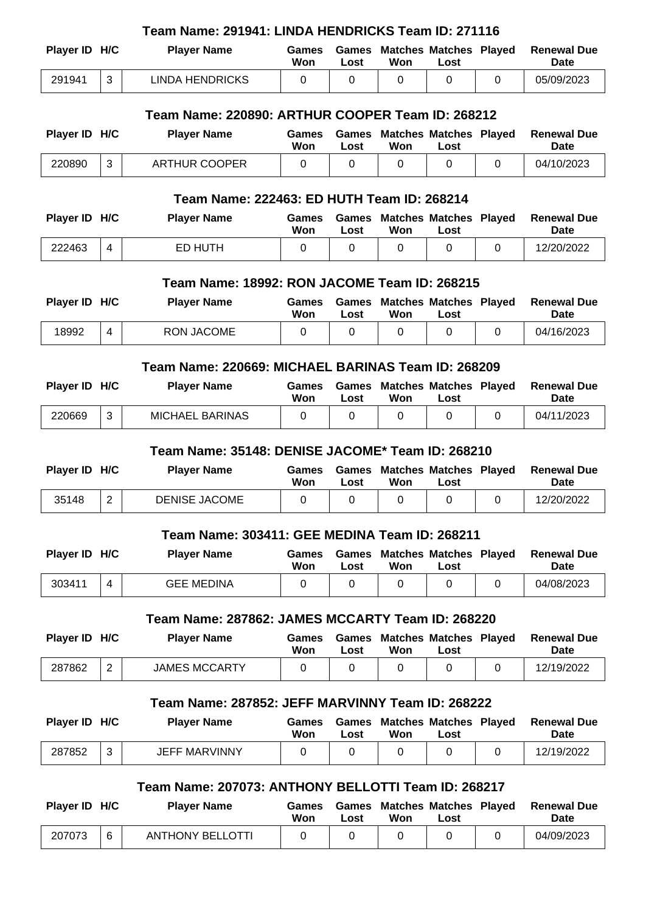### Team Name: 291941: LINDA HENDRICKS Team ID: 271116

| Player ID | H/C | Player Name | Games Won | Games Lost | Matches Won | Matches Lost | Played | Renewal Due Date |
|---|---|---|---|---|---|---|---|---|
| 291941 | 3 | LINDA HENDRICKS | 0 | 0 | 0 | 0 | 0 | 05/09/2023 |

### Team Name: 220890: ARTHUR COOPER Team ID: 268212

| Player ID | H/C | Player Name | Games Won | Games Lost | Matches Won | Matches Lost | Played | Renewal Due Date |
|---|---|---|---|---|---|---|---|---|
| 220890 | 3 | ARTHUR COOPER | 0 | 0 | 0 | 0 | 0 | 04/10/2023 |

### Team Name: 222463: ED HUTH Team ID: 268214

| Player ID | H/C | Player Name | Games Won | Games Lost | Matches Won | Matches Lost | Played | Renewal Due Date |
|---|---|---|---|---|---|---|---|---|
| 222463 | 4 | ED HUTH | 0 | 0 | 0 | 0 | 0 | 12/20/2022 |

### Team Name: 18992: RON JACOME Team ID: 268215

| Player ID | H/C | Player Name | Games Won | Games Lost | Matches Won | Matches Lost | Played | Renewal Due Date |
|---|---|---|---|---|---|---|---|---|
| 18992 | 4 | RON JACOME | 0 | 0 | 0 | 0 | 0 | 04/16/2023 |

### Team Name: 220669: MICHAEL BARINAS Team ID: 268209

| Player ID | H/C | Player Name | Games Won | Games Lost | Matches Won | Matches Lost | Played | Renewal Due Date |
|---|---|---|---|---|---|---|---|---|
| 220669 | 3 | MICHAEL BARINAS | 0 | 0 | 0 | 0 | 0 | 04/11/2023 |

### Team Name: 35148: DENISE JACOME* Team ID: 268210

| Player ID | H/C | Player Name | Games Won | Games Lost | Matches Won | Matches Lost | Played | Renewal Due Date |
|---|---|---|---|---|---|---|---|---|
| 35148 | 2 | DENISE JACOME | 0 | 0 | 0 | 0 | 0 | 12/20/2022 |

### Team Name: 303411: GEE MEDINA Team ID: 268211

| Player ID | H/C | Player Name | Games Won | Games Lost | Matches Won | Matches Lost | Played | Renewal Due Date |
|---|---|---|---|---|---|---|---|---|
| 303411 | 4 | GEE MEDINA | 0 | 0 | 0 | 0 | 0 | 04/08/2023 |

### Team Name: 287862: JAMES MCCARTY Team ID: 268220

| Player ID | H/C | Player Name | Games Won | Games Lost | Matches Won | Matches Lost | Played | Renewal Due Date |
|---|---|---|---|---|---|---|---|---|
| 287862 | 2 | JAMES MCCARTY | 0 | 0 | 0 | 0 | 0 | 12/19/2022 |

### Team Name: 287852: JEFF MARVINNY Team ID: 268222

| Player ID | H/C | Player Name | Games Won | Games Lost | Matches Won | Matches Lost | Played | Renewal Due Date |
|---|---|---|---|---|---|---|---|---|
| 287852 | 3 | JEFF MARVINNY | 0 | 0 | 0 | 0 | 0 | 12/19/2022 |

### Team Name: 207073: ANTHONY BELLOTTI Team ID: 268217

| Player ID | H/C | Player Name | Games Won | Games Lost | Matches Won | Matches Lost | Played | Renewal Due Date |
|---|---|---|---|---|---|---|---|---|
| 207073 | 6 | ANTHONY BELLOTTI | 0 | 0 | 0 | 0 | 0 | 04/09/2023 |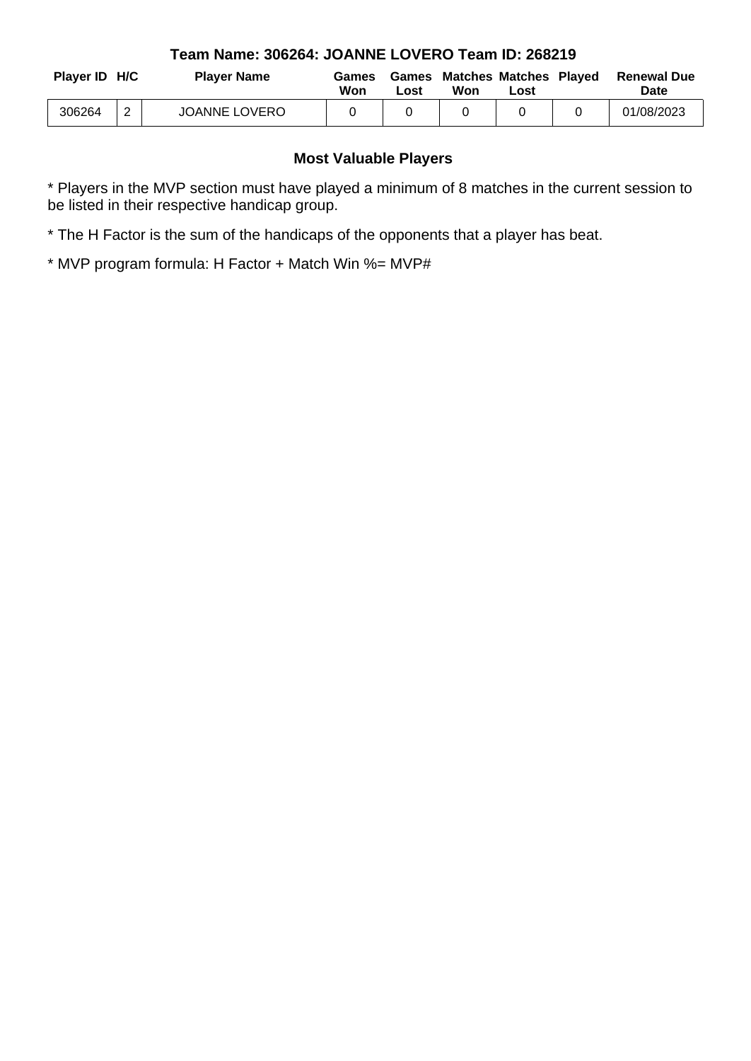### Team Name: 306264: JOANNE LOVERO Team ID: 268219

| Player ID | H/C | Player Name | Games Won | Games Lost | Matches Won | Matches Lost | Played | Renewal Due Date |
|---|---|---|---|---|---|---|---|---|
| 306264 | 2 | JOANNE LOVERO | 0 | 0 | 0 | 0 | 0 | 01/08/2023 |

### Most Valuable Players

* Players in the MVP section must have played a minimum of 8 matches in the current session to be listed in their respective handicap group.

* The H Factor is the sum of the handicaps of the opponents that a player has beat.

* MVP program formula: H Factor + Match Win %= MVP#